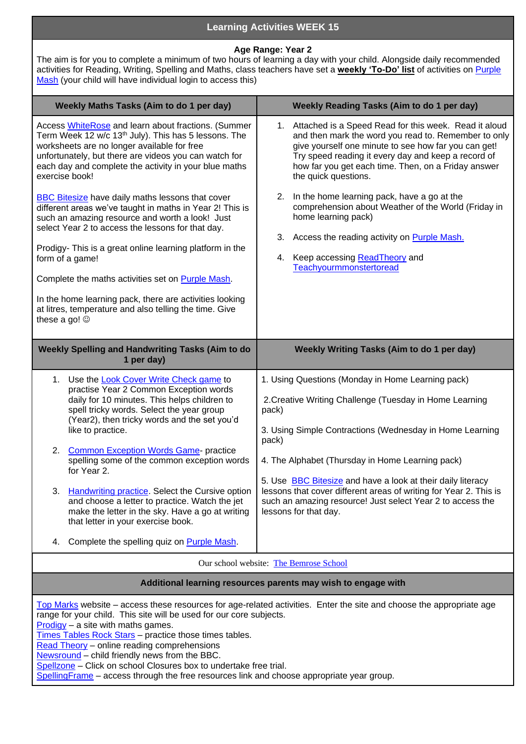# Learning Activities WEEK 15

**Age Range: Year 2**

The aim is for you to complete a minimum of two hours of learning a day with your child. Alongside daily recommended activities for Reading, Writing, Spelling and Maths, class teachers have set a **weekly 'To-Do' list** of activities on Purple Mash (your child will have individual login to access this)

## Weekly Maths Tasks (Aim to do 1 per day)

Access WhiteRose and learn about fractions. (Summer Term Week 12 w/c 13th July). This has 5 lessons. The worksheets are no longer available for free unfortunately, but there are videos you can watch for each day and complete the activity in your blue maths exercise book!

BBC Bitesize have daily maths lessons that cover different areas we've taught in maths in Year 2! This is such an amazing resource and worth a look! Just select Year 2 to access the lessons for that day.

Prodigy- This is a great online learning platform in the form of a game!

Complete the maths activities set on Purple Mash.

In the home learning pack, there are activities looking at litres, temperature and also telling the time. Give these a go! ☺

## Weekly Reading Tasks (Aim to do 1 per day)

1. Attached is a Speed Read for this week. Read it aloud and then mark the word you read to. Remember to only give yourself one minute to see how far you can get! Try speed reading it every day and keep a record of how far you get each time. Then, on a Friday answer the quick questions.
2. In the home learning pack, have a go at the comprehension about Weather of the World (Friday in home learning pack)
3. Access the reading activity on Purple Mash.
4. Keep accessing ReadTheory and Teachyourmmonstertoread

## Weekly Spelling and Handwriting Tasks (Aim to do 1 per day)

1. Use the Look Cover Write Check game to practise Year 2 Common Exception words daily for 10 minutes. This helps children to spell tricky words. Select the year group (Year2), then tricky words and the set you'd like to practice.
2. Common Exception Words Game- practice spelling some of the common exception words for Year 2.
3. Handwriting practice. Select the Cursive option and choose a letter to practice. Watch the jet make the letter in the sky. Have a go at writing that letter in your exercise book.
4. Complete the spelling quiz on Purple Mash.

## Weekly Writing Tasks (Aim to do 1 per day)

1. Using Questions (Monday in Home Learning pack)

2.Creative Writing Challenge (Tuesday in Home Learning pack)

3. Using Simple Contractions (Wednesday in Home Learning pack)

4. The Alphabet (Thursday in Home Learning pack)

5. Use BBC Bitesize and have a look at their daily literacy lessons that cover different areas of writing for Year 2. This is such an amazing resource! Just select Year 2 to access the lessons for that day.

Our school website: The Bemrose School

## Additional learning resources parents may wish to engage with

Top Marks website – access these resources for age-related activities. Enter the site and choose the appropriate age range for your child. This site will be used for our core subjects.
Prodigy – a site with maths games.
Times Tables Rock Stars – practice those times tables.
Read Theory – online reading comprehensions
Newsround – child friendly news from the BBC.
Spellzone – Click on school Closures box to undertake free trial.
SpellingFrame – access through the free resources link and choose appropriate year group.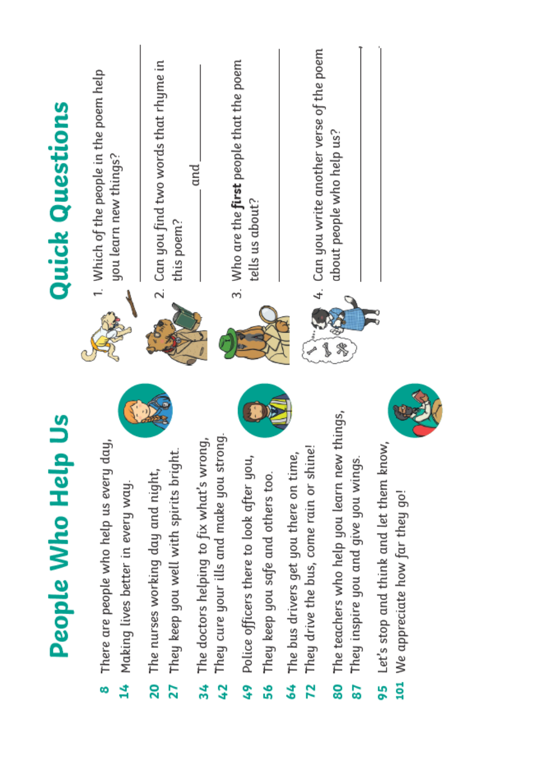# People Who Help Us

8 There are people who help us every day,
14 Making lives better in every way.

20 The nurses working day and night,
27 They keep you well with spirits bright.

34 The doctors helping to fix what's wrong,
42 They cure your ills and make you strong.

49 Police officers there to look after you,
56 They keep you safe and others too.

64 The bus drivers get you there on time,
72 They drive the bus, come rain or shine!

80 The teachers who help you learn new things,
87 They inspire you and give you wings.

95 Let's stop and think and let them know,
101 We appreciate how far they go!

# Quick Questions

1. Which of the people in the poem help you learn new things?

   ______________________

2. Can you find two words that rhyme in this poem?

   ____________ and ____________

3. Who are the **first** people that the poem tells us about?

   ______________________

4. Can you write another verse of the poem about people who help us?

   ______________________

   ______________________